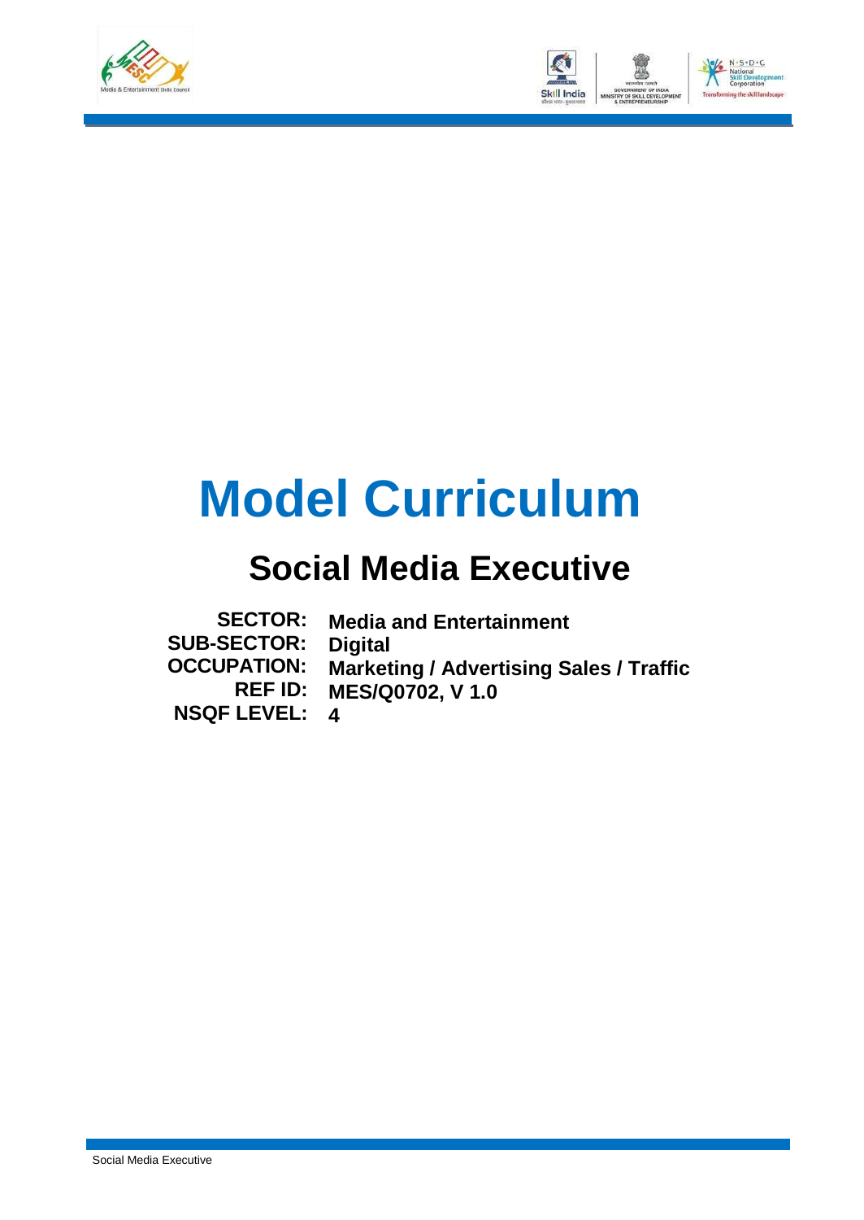# Model Curriculum

## Social Media Executive

**SECTOR:** **Media and Entertainment**
**SUB-SECTOR:** **Digital**
**OCCUPATION:** **Marketing / Advertising Sales / Traffic**
**REF ID:** **MES/Q0702, V 1.0**
**NSQF LEVEL:** **4**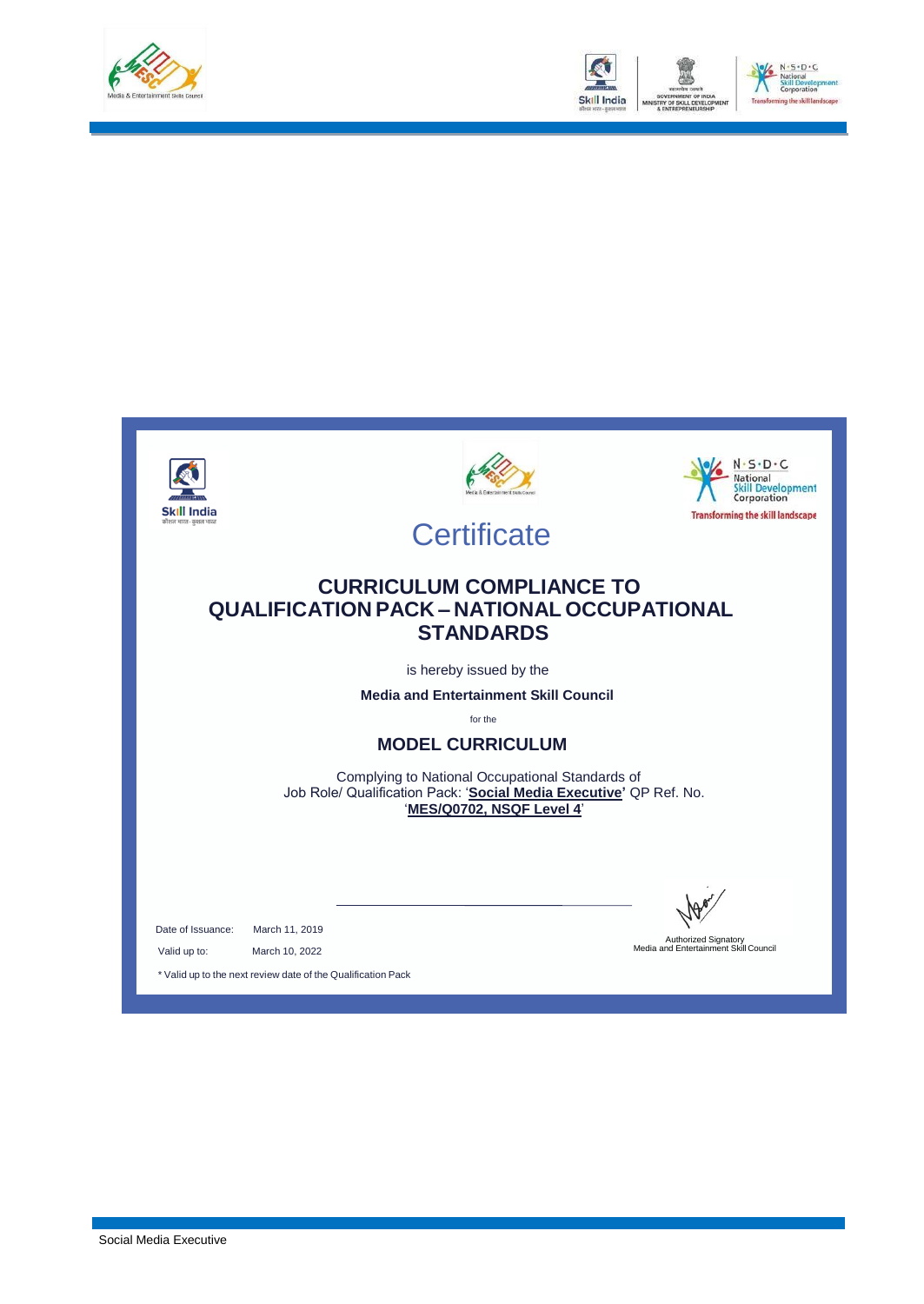# Certificate

## CURRICULUM COMPLIANCE TO QUALIFICATION PACK – NATIONAL OCCUPATIONAL STANDARDS

is hereby issued by the

**Media and Entertainment Skill Council**

for the

### MODEL CURRICULUM

Complying to National Occupational Standards of
Job Role/ Qualification Pack: '**Social Media Executive'** QP Ref. No. '**MES/Q0702, NSQF Level 4**'

Date of Issuance: March 11, 2019

Valid up to: March 10, 2022

\* Valid up to the next review date of the Qualification Pack

Authorized Signatory
Media and Entertainment Skill Council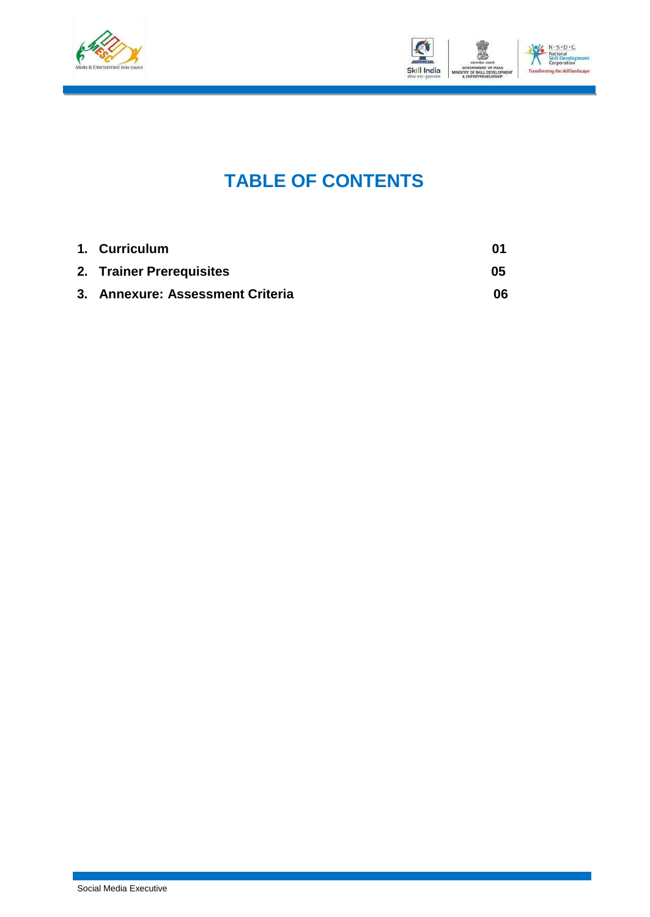# TABLE OF CONTENTS

| | | |
|---|---|---|
| 1. | **Curriculum** | **01** |
| 2. | **Trainer Prerequisites** | **05** |
| 3. | **Annexure: Assessment Criteria** | **06** |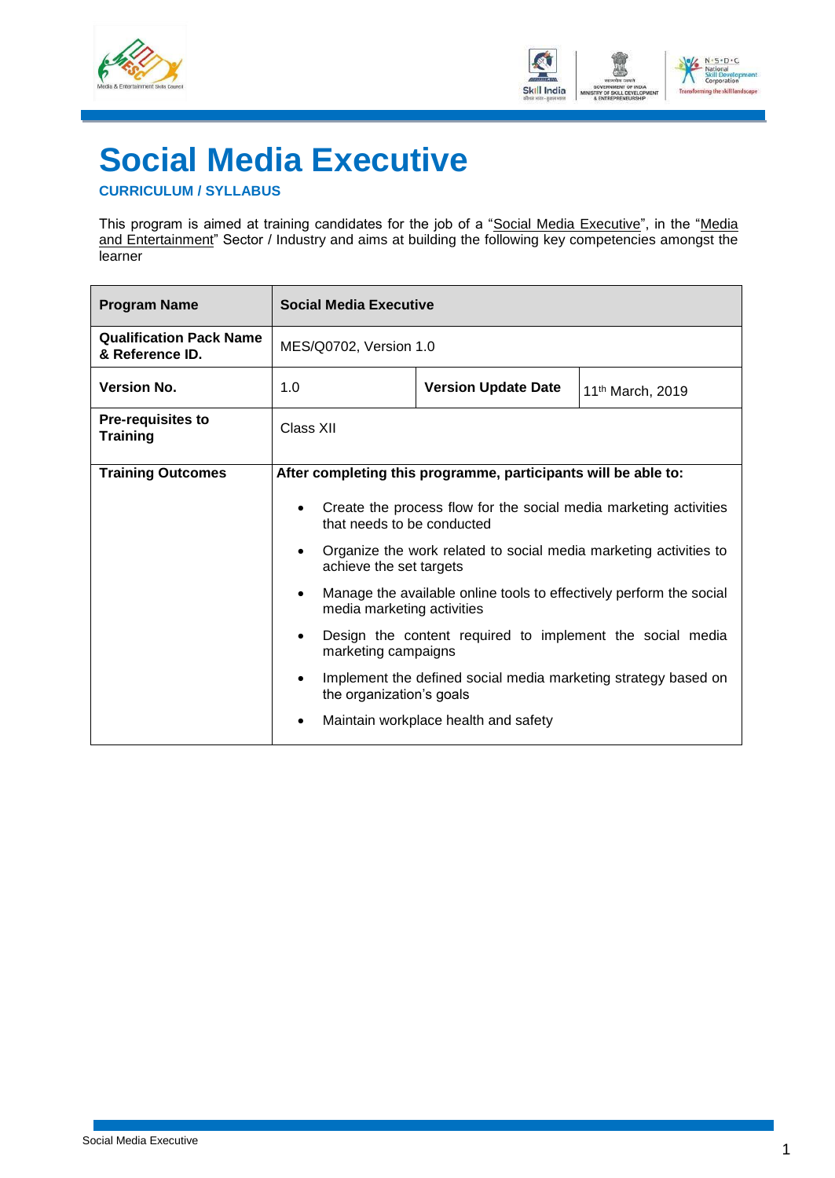# Social Media Executive

**CURRICULUM / SYLLABUS**

This program is aimed at training candidates for the job of a "Social Media Executive", in the "Media and Entertainment" Sector / Industry and aims at building the following key competencies amongst the learner

| **Program Name** | **Social Media Executive** | | |
|---|---|---|---|
| **Qualification Pack Name & Reference ID.** | MES/Q0702, Version 1.0 | | |
| **Version No.** | 1.0 | **Version Update Date** | 11th March, 2019 |
| **Pre-requisites to Training** | Class XII | | |
| **Training Outcomes** | **After completing this programme, participants will be able to:**<br>• Create the process flow for the social media marketing activities that needs to be conducted<br>• Organize the work related to social media marketing activities to achieve the set targets<br>• Manage the available online tools to effectively perform the social media marketing activities<br>• Design the content required to implement the social media marketing campaigns<br>• Implement the defined social media marketing strategy based on the organization's goals<br>• Maintain workplace health and safety | | |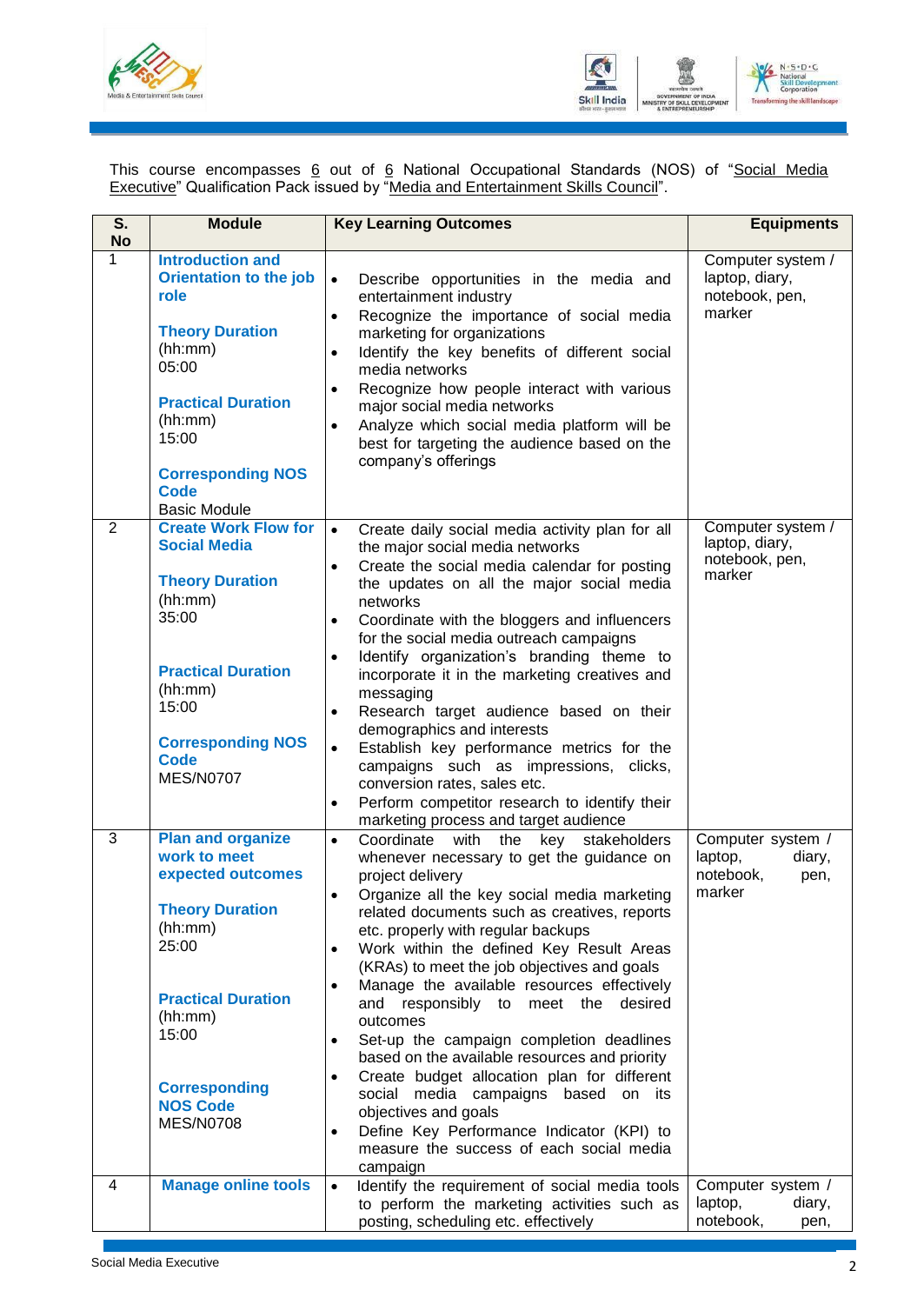This course encompasses 6 out of 6 National Occupational Standards (NOS) of "Social Media Executive" Qualification Pack issued by "Media and Entertainment Skills Council".

| S. No | Module | Key Learning Outcomes | Equipments |
|---|---|---|---|
| 1 | **Introduction and Orientation to the job role**<br><br>**Theory Duration** (hh:mm)<br>05:00<br><br>**Practical Duration** (hh:mm)<br>15:00<br><br>**Corresponding NOS Code**<br>Basic Module | • Describe opportunities in the media and entertainment industry<br>• Recognize the importance of social media marketing for organizations<br>• Identify the key benefits of different social media networks<br>• Recognize how people interact with various major social media networks<br>• Analyze which social media platform will be best for targeting the audience based on the company's offerings | Computer system / laptop, diary, notebook, pen, marker |
| 2 | **Create Work Flow for Social Media**<br><br>**Theory Duration** (hh:mm)<br>35:00<br><br>**Practical Duration** (hh:mm)<br>15:00<br><br>**Corresponding NOS Code**<br>MES/N0707 | • Create daily social media activity plan for all the major social media networks<br>• Create the social media calendar for posting the updates on all the major social media networks<br>• Coordinate with the bloggers and influencers for the social media outreach campaigns<br>• Identify organization's branding theme to incorporate it in the marketing creatives and messaging<br>• Research target audience based on their demographics and interests<br>• Establish key performance metrics for the campaigns such as impressions, clicks, conversion rates, sales etc.<br>• Perform competitor research to identify their marketing process and target audience | Computer system / laptop, diary, notebook, pen, marker |
| 3 | **Plan and organize work to meet expected outcomes**<br><br>**Theory Duration** (hh:mm)<br>25:00<br><br>**Practical Duration** (hh:mm)<br>15:00<br><br>**Corresponding NOS Code**<br>MES/N0708 | • Coordinate with the key stakeholders whenever necessary to get the guidance on project delivery<br>• Organize all the key social media marketing related documents such as creatives, reports etc. properly with regular backups<br>• Work within the defined Key Result Areas (KRAs) to meet the job objectives and goals<br>• Manage the available resources effectively and responsibly to meet the desired outcomes<br>• Set-up the campaign completion deadlines based on the available resources and priority<br>• Create budget allocation plan for different social media campaigns based on its objectives and goals<br>• Define Key Performance Indicator (KPI) to measure the success of each social media campaign | Computer system / laptop, diary, notebook, pen, marker |
| 4 | **Manage online tools** | • Identify the requirement of social media tools to perform the marketing activities such as posting, scheduling etc. effectively | Computer system / laptop, diary, notebook, pen, |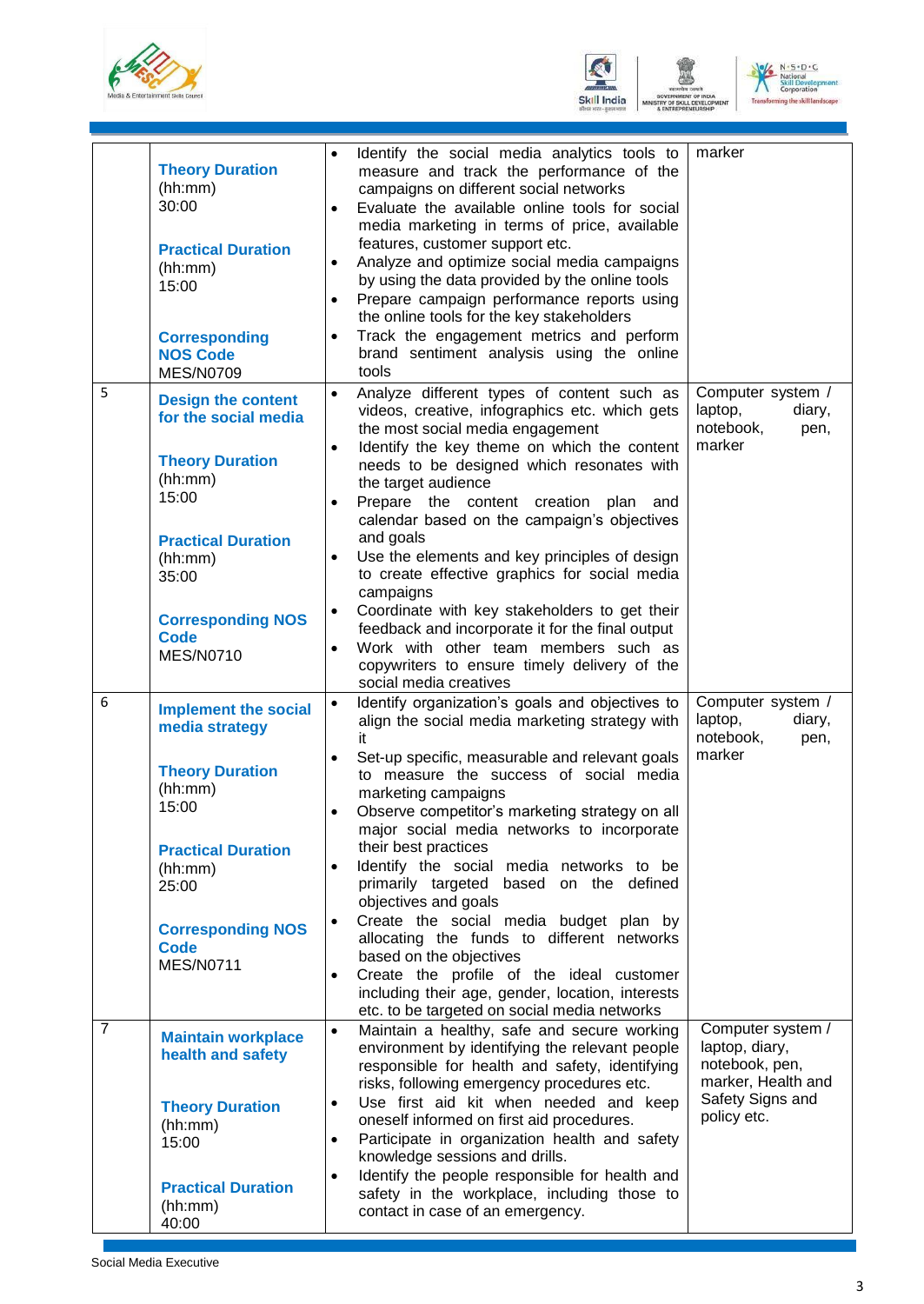| | | | |
|---|---|---|---|
| | **Theory Duration** (hh:mm) 30:00<br><br>**Practical Duration** (hh:mm) 15:00<br><br>**Corresponding NOS Code** MES/N0709 | • Identify the social media analytics tools to measure and track the performance of the campaigns on different social networks<br>• Evaluate the available online tools for social media marketing in terms of price, available features, customer support etc.<br>• Analyze and optimize social media campaigns by using the data provided by the online tools<br>• Prepare campaign performance reports using the online tools for the key stakeholders<br>• Track the engagement metrics and perform brand sentiment analysis using the online tools | marker |
| 5 | **Design the content for the social media**<br><br>**Theory Duration** (hh:mm) 15:00<br><br>**Practical Duration** (hh:mm) 35:00<br><br>**Corresponding NOS Code** MES/N0710 | • Analyze different types of content such as videos, creative, infographics etc. which gets the most social media engagement<br>• Identify the key theme on which the content needs to be designed which resonates with the target audience<br>• Prepare the content creation plan and calendar based on the campaign's objectives and goals<br>• Use the elements and key principles of design to create effective graphics for social media campaigns<br>• Coordinate with key stakeholders to get their feedback and incorporate it for the final output<br>• Work with other team members such as copywriters to ensure timely delivery of the social media creatives | Computer system / laptop, diary, notebook, pen, marker |
| 6 | **Implement the social media strategy**<br><br>**Theory Duration** (hh:mm) 15:00<br><br>**Practical Duration** (hh:mm) 25:00<br><br>**Corresponding NOS Code** MES/N0711 | • Identify organization's goals and objectives to align the social media marketing strategy with it<br>• Set-up specific, measurable and relevant goals to measure the success of social media marketing campaigns<br>• Observe competitor's marketing strategy on all major social media networks to incorporate their best practices<br>• Identify the social media networks to be primarily targeted based on the defined objectives and goals<br>• Create the social media budget plan by allocating the funds to different networks based on the objectives<br>• Create the profile of the ideal customer including their age, gender, location, interests etc. to be targeted on social media networks | Computer system / laptop, diary, notebook, pen, marker |
| 7 | **Maintain workplace health and safety**<br><br>**Theory Duration** (hh:mm) 15:00<br><br>**Practical Duration** (hh:mm) 40:00 | • Maintain a healthy, safe and secure working environment by identifying the relevant people responsible for health and safety, identifying risks, following emergency procedures etc.<br>• Use first aid kit when needed and keep oneself informed on first aid procedures.<br>• Participate in organization health and safety knowledge sessions and drills.<br>• Identify the people responsible for health and safety in the workplace, including those to contact in case of an emergency. | Computer system / laptop, diary, notebook, pen, marker, Health and Safety Signs and policy etc. |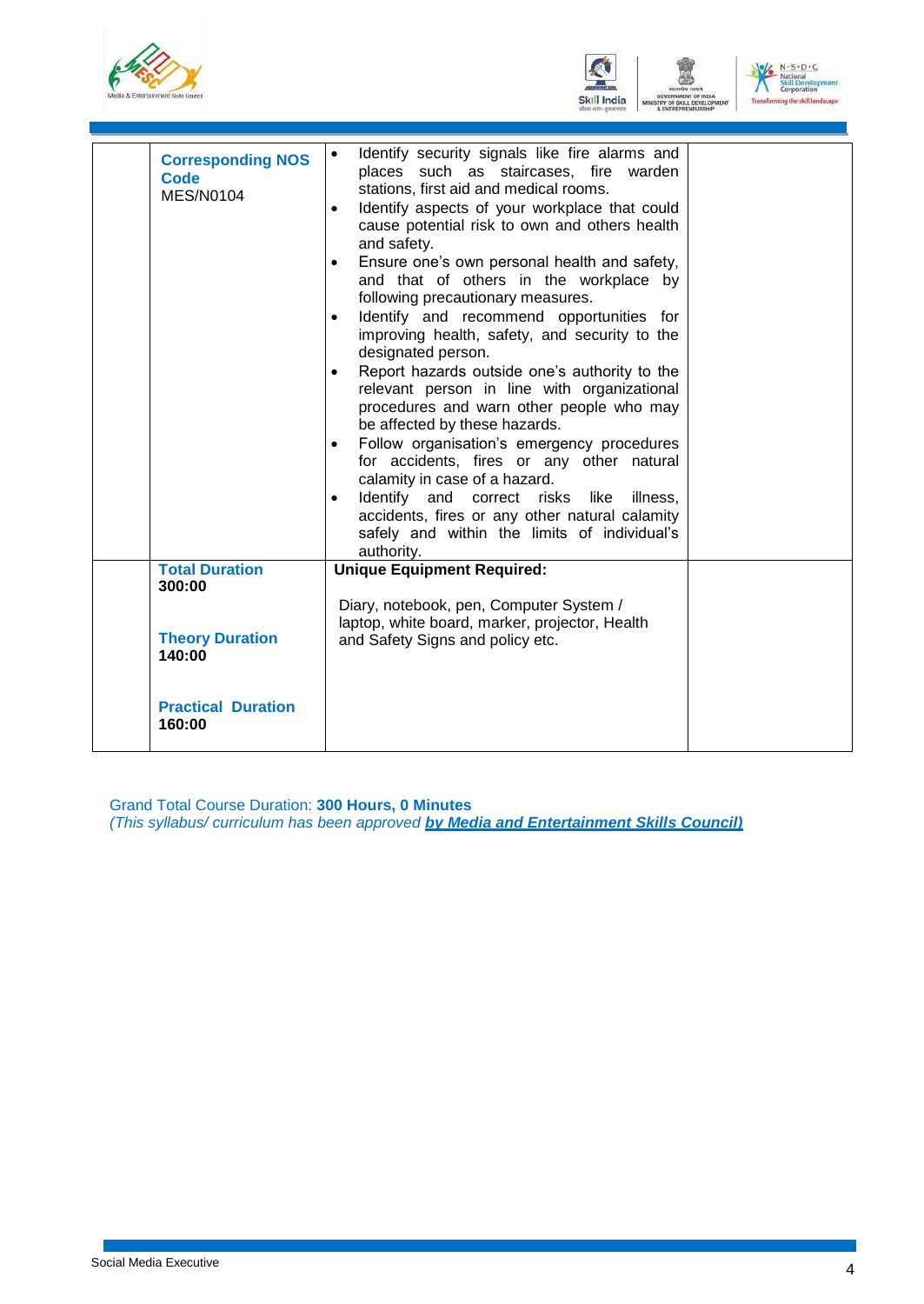| | | | |
|---|---|---|---|
| | **Corresponding NOS Code**<br>MES/N0104 | • Identify security signals like fire alarms and places such as staircases, fire warden stations, first aid and medical rooms.<br>• Identify aspects of your workplace that could cause potential risk to own and others health and safety.<br>• Ensure one's own personal health and safety, and that of others in the workplace by following precautionary measures.<br>• Identify and recommend opportunities for improving health, safety, and security to the designated person.<br>• Report hazards outside one's authority to the relevant person in line with organizational procedures and warn other people who may be affected by these hazards.<br>• Follow organisation's emergency procedures for accidents, fires or any other natural calamity in case of a hazard.<br>• Identify and correct risks like illness, accidents, fires or any other natural calamity safely and within the limits of individual's authority. | |
| | **Total Duration**<br>**300:00**<br><br>**Theory Duration**<br>**140:00**<br><br>**Practical Duration**<br>**160:00** | **Unique Equipment Required:**<br><br>Diary, notebook, pen, Computer System / laptop, white board, marker, projector, Health and Safety Signs and policy etc. | |

Grand Total Course Duration: **300 Hours, 0 Minutes**

*(This syllabus/ curriculum has been approved* ***by Media and Entertainment Skills Council)***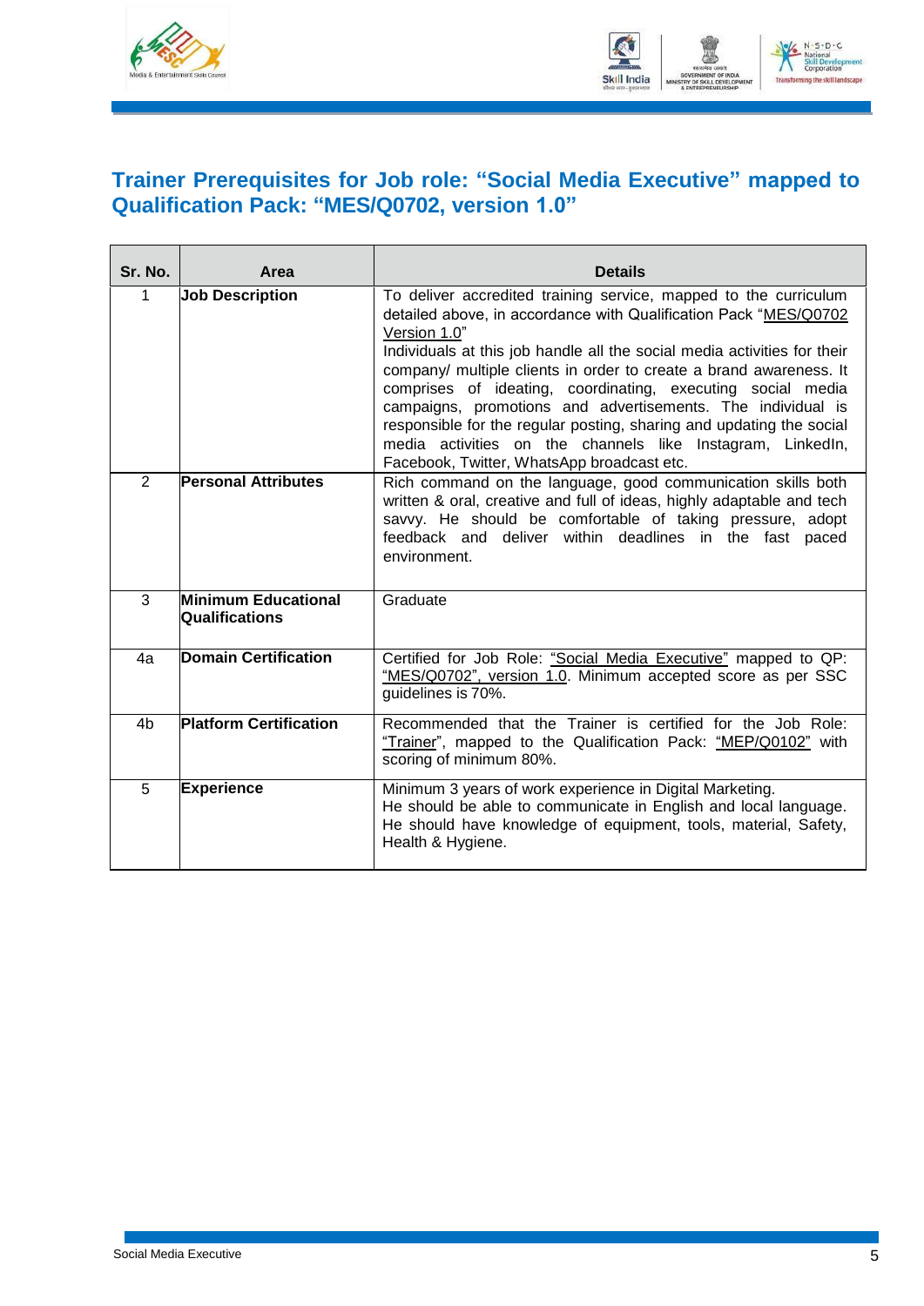## Trainer Prerequisites for Job role: "Social Media Executive" mapped to Qualification Pack: "MES/Q0702, version 1.0"

| Sr. No. | Area | Details |
|---|---|---|
| 1 | **Job Description** | To deliver accredited training service, mapped to the curriculum detailed above, in accordance with Qualification Pack "MES/Q0702 Version 1.0"<br>Individuals at this job handle all the social media activities for their company/ multiple clients in order to create a brand awareness. It comprises of ideating, coordinating, executing social media campaigns, promotions and advertisements. The individual is responsible for the regular posting, sharing and updating the social media activities on the channels like Instagram, LinkedIn, Facebook, Twitter, WhatsApp broadcast etc. |
| 2 | **Personal Attributes** | Rich command on the language, good communication skills both written & oral, creative and full of ideas, highly adaptable and tech savvy. He should be comfortable of taking pressure, adopt feedback and deliver within deadlines in the fast paced environment. |
| 3 | **Minimum Educational Qualifications** | Graduate |
| 4a | **Domain Certification** | Certified for Job Role: "Social Media Executive" mapped to QP: "MES/Q0702", version 1.0. Minimum accepted score as per SSC guidelines is 70%. |
| 4b | **Platform Certification** | Recommended that the Trainer is certified for the Job Role: "Trainer", mapped to the Qualification Pack: "MEP/Q0102" with scoring of minimum 80%. |
| 5 | **Experience** | Minimum 3 years of work experience in Digital Marketing.<br>He should be able to communicate in English and local language.<br>He should have knowledge of equipment, tools, material, Safety, Health & Hygiene. |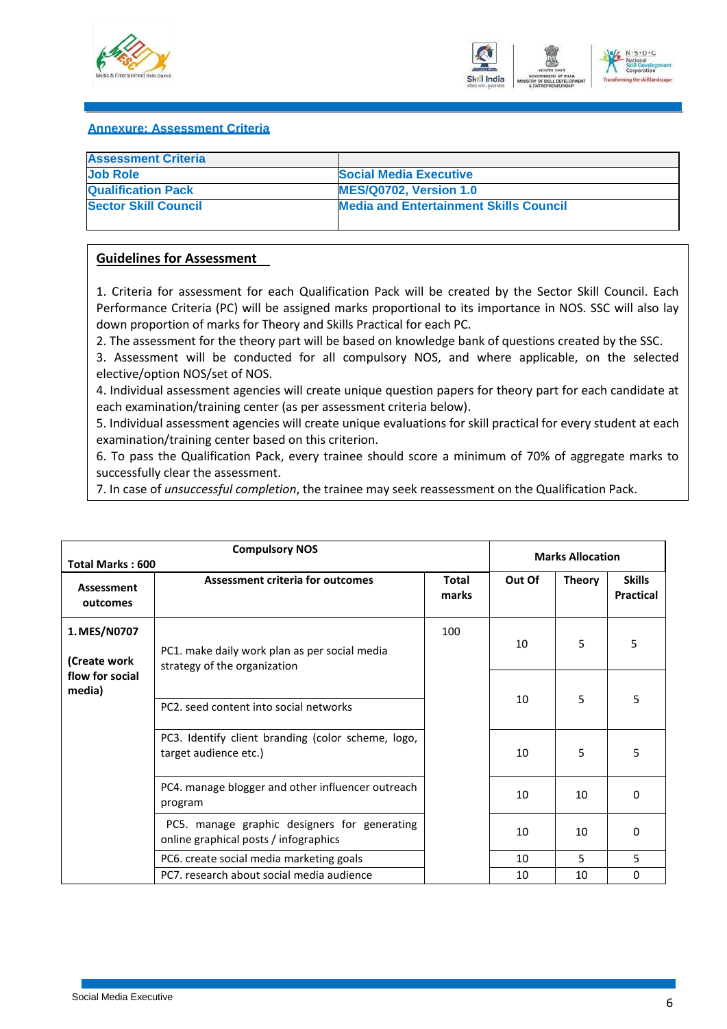## Annexure: Assessment Criteria

| Assessment Criteria | |
|---|---|
| Job Role | Social Media Executive |
| Qualification Pack | MES/Q0702, Version 1.0 |
| Sector Skill Council | Media and Entertainment Skills Council |

### Guidelines for Assessment

1. Criteria for assessment for each Qualification Pack will be created by the Sector Skill Council. Each Performance Criteria (PC) will be assigned marks proportional to its importance in NOS. SSC will also lay down proportion of marks for Theory and Skills Practical for each PC.
2. The assessment for the theory part will be based on knowledge bank of questions created by the SSC.
3. Assessment will be conducted for all compulsory NOS, and where applicable, on the selected elective/option NOS/set of NOS.
4. Individual assessment agencies will create unique question papers for theory part for each candidate at each examination/training center (as per assessment criteria below).
5. Individual assessment agencies will create unique evaluations for skill practical for every student at each examination/training center based on this criterion.
6. To pass the Qualification Pack, every trainee should score a minimum of 70% of aggregate marks to successfully clear the assessment.
7. In case of *unsuccessful completion*, the trainee may seek reassessment on the Qualification Pack.

| Total Marks : 600 | Compulsory NOS | | Marks Allocation | | |
|---|---|---|---|---|---|
| Assessment outcomes | Assessment criteria for outcomes | Total marks | Out Of | Theory | Skills Practical |
| 1. MES/N0707 (Create work flow for social media) | PC1. make daily work plan as per social media strategy of the organization | 100 | 10 | 5 | 5 |
| | PC2. seed content into social networks | | 10 | 5 | 5 |
| | PC3. Identify client branding (color scheme, logo, target audience etc.) | | 10 | 5 | 5 |
| | PC4. manage blogger and other influencer outreach program | | 10 | 10 | 0 |
| | PC5. manage graphic designers for generating online graphical posts / infographics | | 10 | 10 | 0 |
| | PC6. create social media marketing goals | | 10 | 5 | 5 |
| | PC7. research about social media audience | | 10 | 10 | 0 |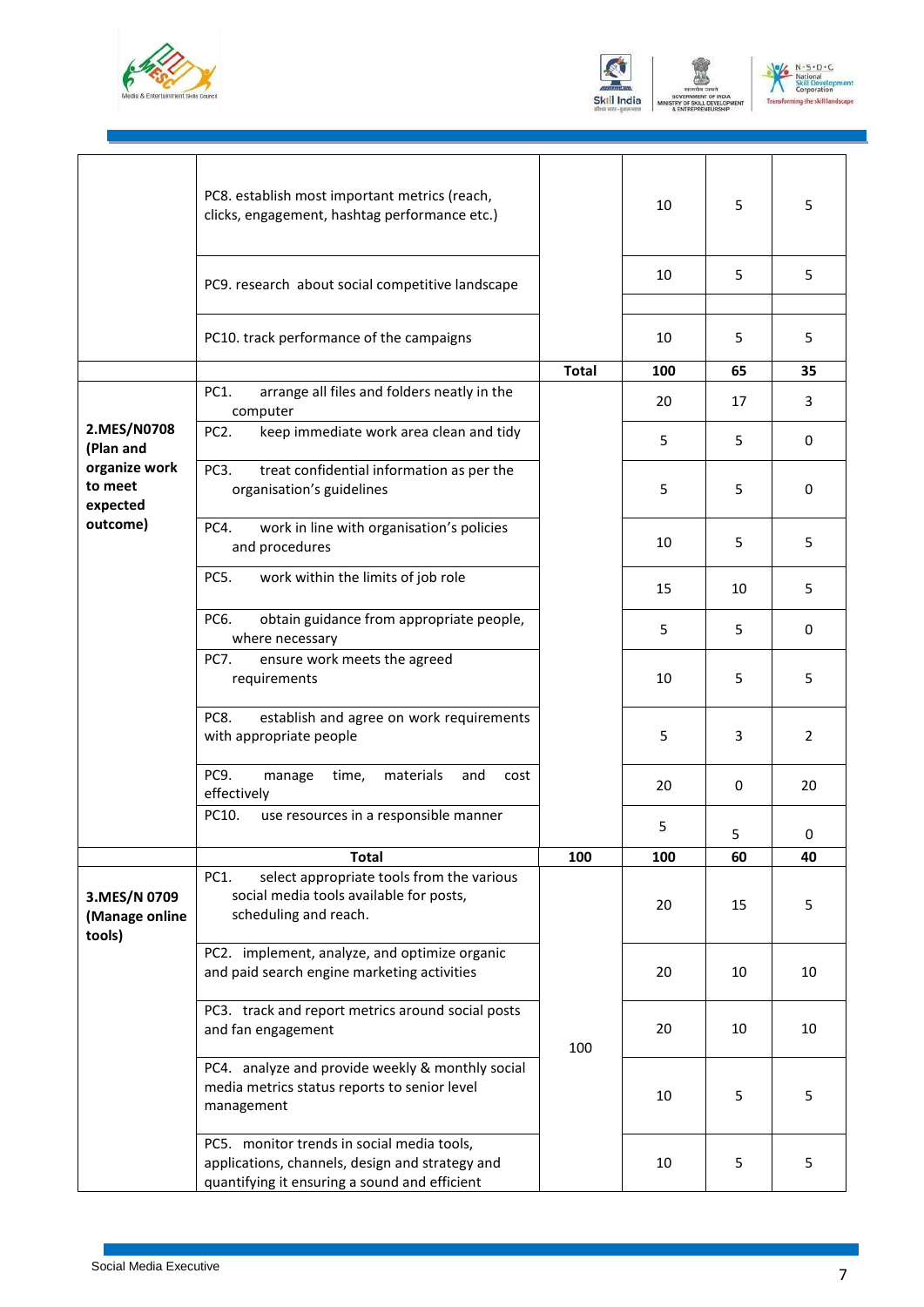| | | | | | |
|---|---|---|---|---|---|
| | PC8. establish most important metrics (reach, clicks, engagement, hashtag performance etc.) | | 10 | 5 | 5 |
| | PC9. research about social competitive landscape | | 10 | 5 | 5 |
| | PC10. track performance of the campaigns | | 10 | 5 | 5 |
| | | **Total** | **100** | **65** | **35** |
| **2.MES/N0708 (Plan and organize work to meet expected outcome)** | PC1. arrange all files and folders neatly in the computer | | 20 | 17 | 3 |
| | PC2. keep immediate work area clean and tidy | | 5 | 5 | 0 |
| | PC3. treat confidential information as per the organisation's guidelines | | 5 | 5 | 0 |
| | PC4. work in line with organisation's policies and procedures | | 10 | 5 | 5 |
| | PC5. work within the limits of job role | | 15 | 10 | 5 |
| | PC6. obtain guidance from appropriate people, where necessary | | 5 | 5 | 0 |
| | PC7. ensure work meets the agreed requirements | | 10 | 5 | 5 |
| | PC8. establish and agree on work requirements with appropriate people | | 5 | 3 | 2 |
| | PC9. manage time, materials and cost effectively | | 20 | 0 | 20 |
| | PC10. use resources in a responsible manner | | 5 | 5 | 0 |
| | **Total** | **100** | **100** | **60** | **40** |
| **3.MES/N 0709 (Manage online tools)** | PC1. select appropriate tools from the various social media tools available for posts, scheduling and reach. | 100 | 20 | 15 | 5 |
| | PC2. implement, analyze, and optimize organic and paid search engine marketing activities | | 20 | 10 | 10 |
| | PC3. track and report metrics around social posts and fan engagement | | 20 | 10 | 10 |
| | PC4. analyze and provide weekly & monthly social media metrics status reports to senior level management | | 10 | 5 | 5 |
| | PC5. monitor trends in social media tools, applications, channels, design and strategy and quantifying it ensuring a sound and efficient | | 10 | 5 | 5 |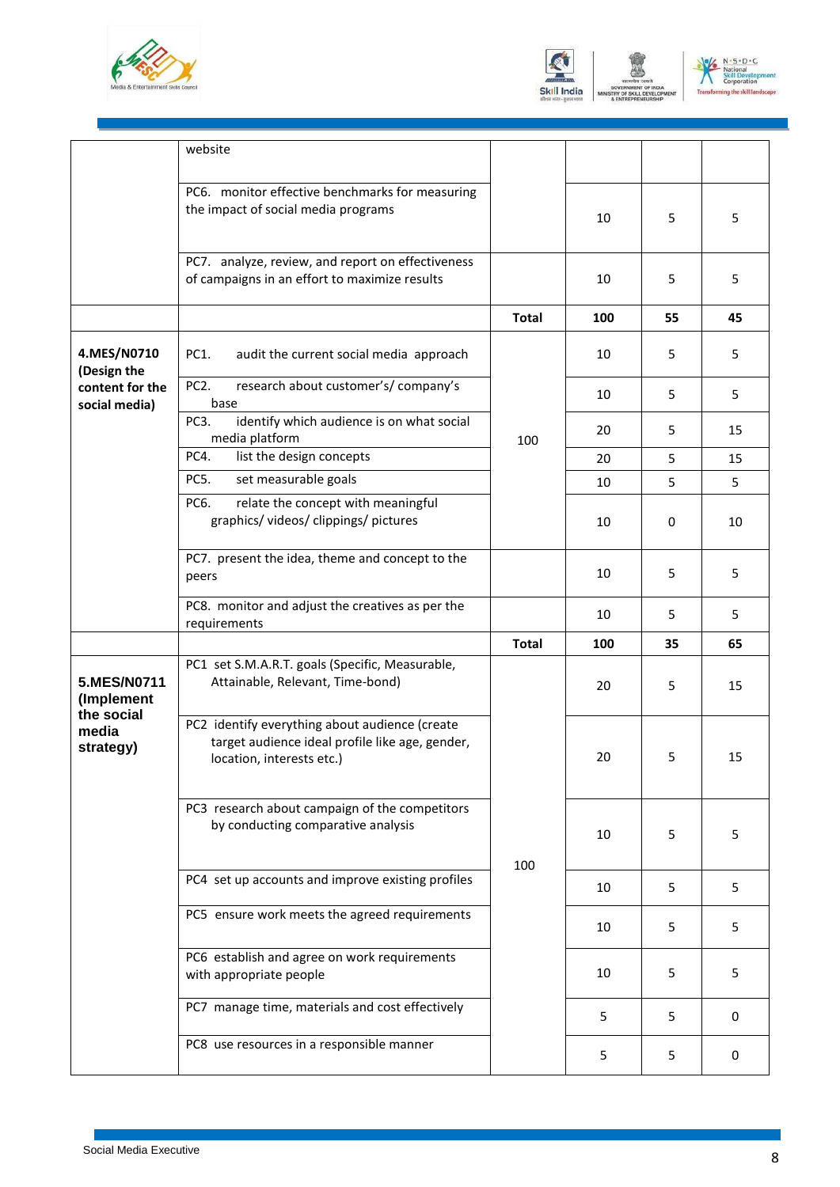|  |  |  |  |  |  |
|---|---|---|---|---|---|
|  | website |  |  |  |  |
|  | PC6. monitor effective benchmarks for measuring the impact of social media programs |  | 10 | 5 | 5 |
|  | PC7. analyze, review, and report on effectiveness of campaigns in an effort to maximize results |  | 10 | 5 | 5 |
|  |  | **Total** | **100** | **55** | **45** |
| **4.MES/N0710 (Design the content for the social media)** | PC1. audit the current social media approach | 100 | 10 | 5 | 5 |
|  | PC2. research about customer's/ company's base |  | 10 | 5 | 5 |
|  | PC3. identify which audience is on what social media platform |  | 20 | 5 | 15 |
|  | PC4. list the design concepts |  | 20 | 5 | 15 |
|  | PC5. set measurable goals |  | 10 | 5 | 5 |
|  | PC6. relate the concept with meaningful graphics/ videos/ clippings/ pictures |  | 10 | 0 | 10 |
|  | PC7. present the idea, theme and concept to the peers |  | 10 | 5 | 5 |
|  | PC8. monitor and adjust the creatives as per the requirements |  | 10 | 5 | 5 |
|  |  | **Total** | **100** | **35** | **65** |
| **5.MES/N0711 (Implement the social media strategy)** | PC1 set S.M.A.R.T. goals (Specific, Measurable, Attainable, Relevant, Time-bond) | 100 | 20 | 5 | 15 |
|  | PC2 identify everything about audience (create target audience ideal profile like age, gender, location, interests etc.) |  | 20 | 5 | 15 |
|  | PC3 research about campaign of the competitors by conducting comparative analysis |  | 10 | 5 | 5 |
|  | PC4 set up accounts and improve existing profiles |  | 10 | 5 | 5 |
|  | PC5 ensure work meets the agreed requirements |  | 10 | 5 | 5 |
|  | PC6 establish and agree on work requirements with appropriate people |  | 10 | 5 | 5 |
|  | PC7 manage time, materials and cost effectively |  | 5 | 5 | 0 |
|  | PC8 use resources in a responsible manner |  | 5 | 5 | 0 |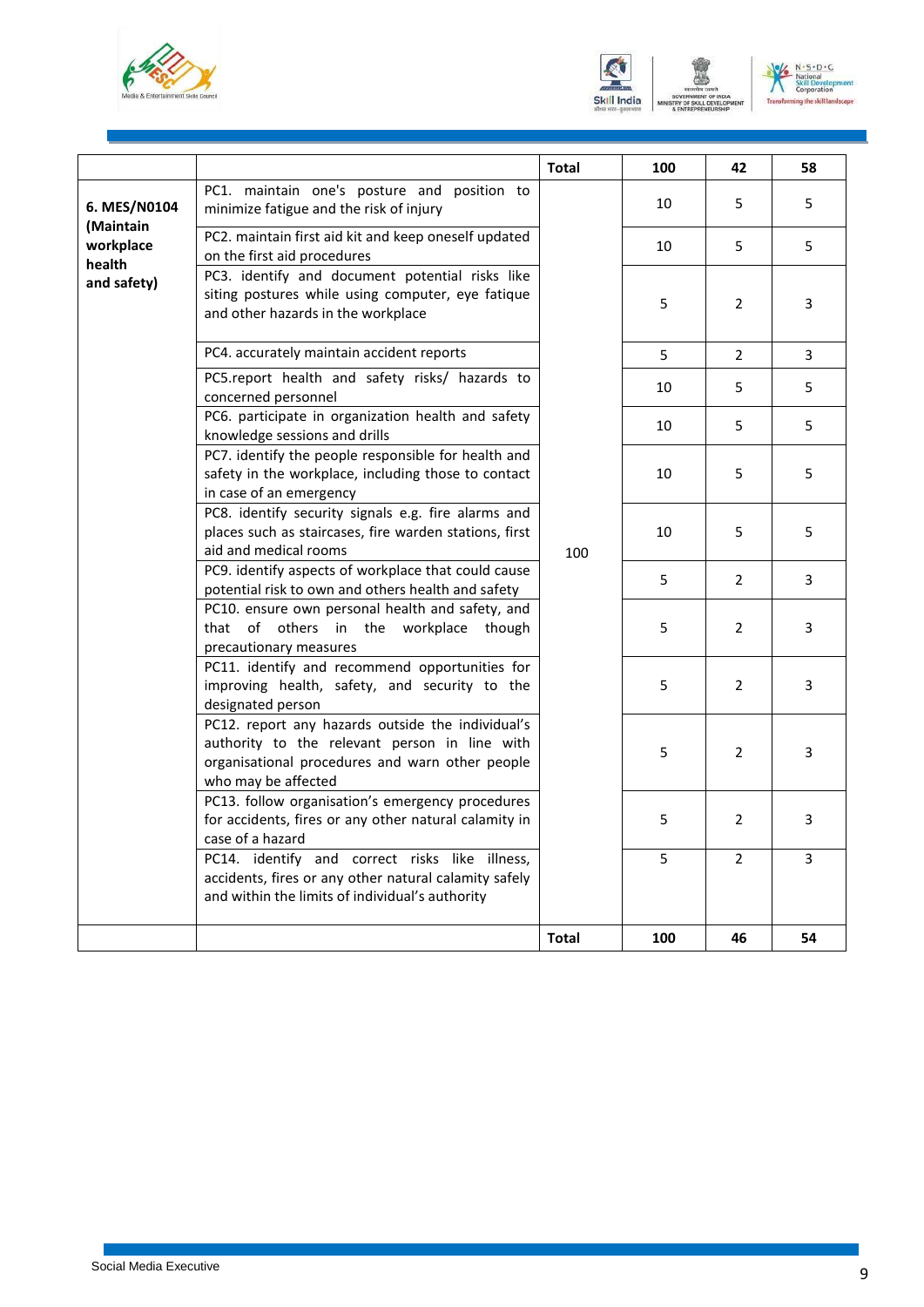| | | Total | 100 | 42 | 58 |
|---|---|---|---|---|---|
| **6. MES/N0104 (Maintain workplace health and safety)** | PC1. maintain one's posture and position to minimize fatigue and the risk of injury | 100 | 10 | 5 | 5 |
| | PC2. maintain first aid kit and keep oneself updated on the first aid procedures | | 10 | 5 | 5 |
| | PC3. identify and document potential risks like siting postures while using computer, eye fatigue and other hazards in the workplace | | 5 | 2 | 3 |
| | PC4. accurately maintain accident reports | | 5 | 2 | 3 |
| | PC5.report health and safety risks/ hazards to concerned personnel | | 10 | 5 | 5 |
| | PC6. participate in organization health and safety knowledge sessions and drills | | 10 | 5 | 5 |
| | PC7. identify the people responsible for health and safety in the workplace, including those to contact in case of an emergency | | 10 | 5 | 5 |
| | PC8. identify security signals e.g. fire alarms and places such as staircases, fire warden stations, first aid and medical rooms | | 10 | 5 | 5 |
| | PC9. identify aspects of workplace that could cause potential risk to own and others health and safety | | 5 | 2 | 3 |
| | PC10. ensure own personal health and safety, and that of others in the workplace though precautionary measures | | 5 | 2 | 3 |
| | PC11. identify and recommend opportunities for improving health, safety, and security to the designated person | | 5 | 2 | 3 |
| | PC12. report any hazards outside the individual's authority to the relevant person in line with organisational procedures and warn other people who may be affected | | 5 | 2 | 3 |
| | PC13. follow organisation's emergency procedures for accidents, fires or any other natural calamity in case of a hazard | | 5 | 2 | 3 |
| | PC14. identify and correct risks like illness, accidents, fires or any other natural calamity safely and within the limits of individual's authority | | 5 | 2 | 3 |
| | | **Total** | **100** | **46** | **54** |